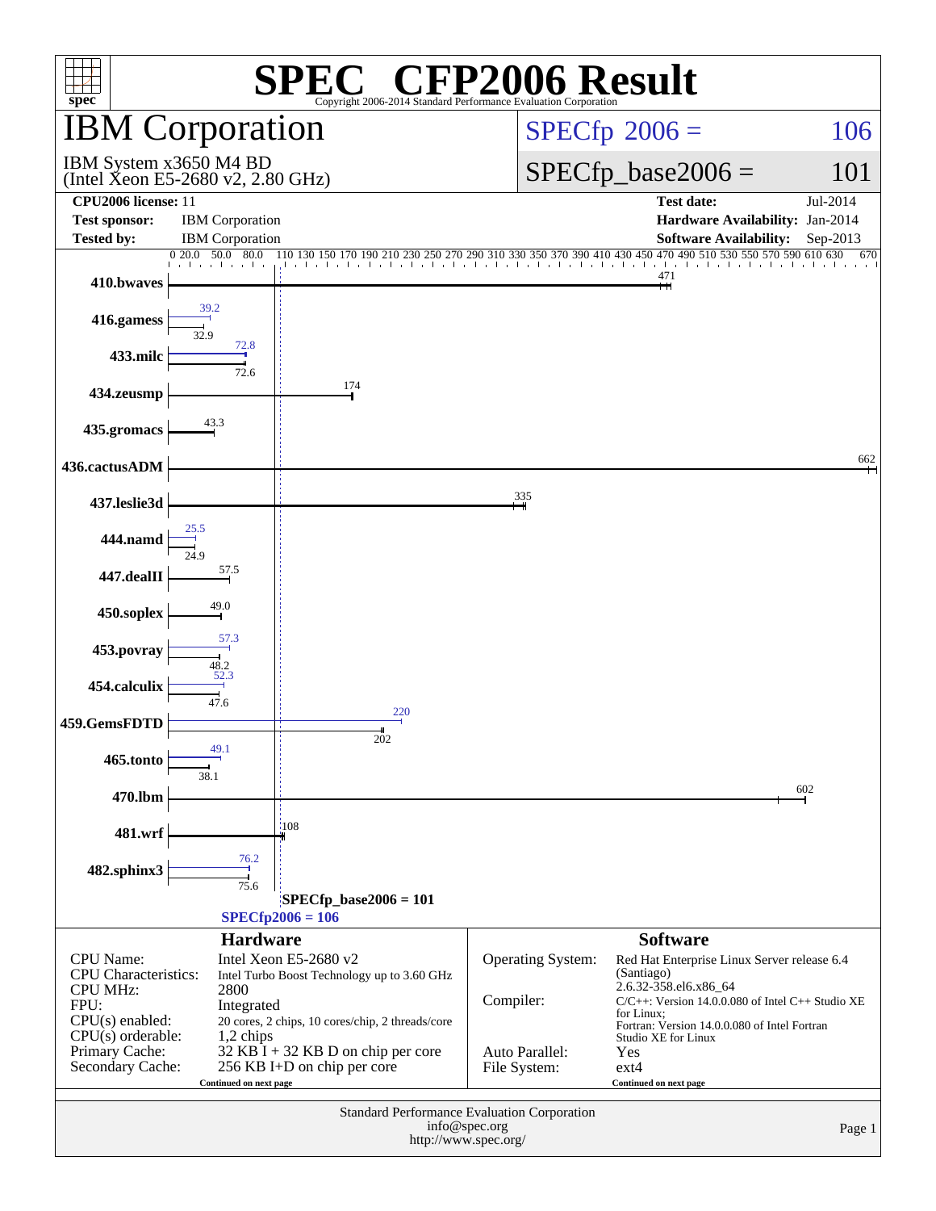# SPEC® CFP2006 Result

Copyright 2006-2014 Standard Performance Evaluation Corporation

## IBM Corporation

IBM System x3650 M4 BD
(Intel Xeon E5-2680 v2, 2.80 GHz)

SPECfp 2006 = 106

SPECfp_base2006 = 101

| | | | |
|---|---|---|---|
| **CPU2006 license:** 11 | | **Test date:** | Jul-2014 |
| **Test sponsor:** | IBM Corporation | **Hardware Availability:** | Jan-2014 |
| **Tested by:** | IBM Corporation | **Software Availability:** | Sep-2013 |

| Benchmark | Peak | Base |
|---|---|---|
| 410.bwaves | | 471 |
| 416.gamess | 39.2 | 32.9 |
| 433.milc | 72.8 | 72.6 |
| 434.zeusmp | | 174 |
| 435.gromacs | | 43.3 |
| 436.cactusADM | | 662 |
| 437.leslie3d | | 335 |
| 444.namd | 25.5 | 24.9 |
| 447.dealII | | 57.5 |
| 450.soplex | | 49.0 |
| 453.povray | 57.3 | 48.2 |
| 454.calculix | 52.3 | 47.6 |
| 459.GemsFDTD | 220 | 202 |
| 465.tonto | 49.1 | 38.1 |
| 470.lbm | | 602 |
| 481.wrf | | 108 |
| 482.sphinx3 | 76.2 | 75.6 |

SPECfp_base2006 = 101

SPECfp2006 = 106

### Hardware

| | |
|---|---|
| CPU Name: | Intel Xeon E5-2680 v2 |
| CPU Characteristics: | Intel Turbo Boost Technology up to 3.60 GHz |
| CPU MHz: | 2800 |
| FPU: | Integrated |
| CPU(s) enabled: | 20 cores, 2 chips, 10 cores/chip, 2 threads/core |
| CPU(s) orderable: | 1,2 chips |
| Primary Cache: | 32 KB I + 32 KB D on chip per core |
| Secondary Cache: | 256 KB I+D on chip per core |

Continued on next page

### Software

| | |
|---|---|
| Operating System: | Red Hat Enterprise Linux Server release 6.4 (Santiago) 2.6.32-358.el6.x86_64 |
| Compiler: | C/C++: Version 14.0.0.080 of Intel C++ Studio XE for Linux; Fortran: Version 14.0.0.080 of Intel Fortran Studio XE for Linux |
| Auto Parallel: | Yes |
| File System: | ext4 |

Continued on next page

Standard Performance Evaluation Corporation
info@spec.org
http://www.spec.org/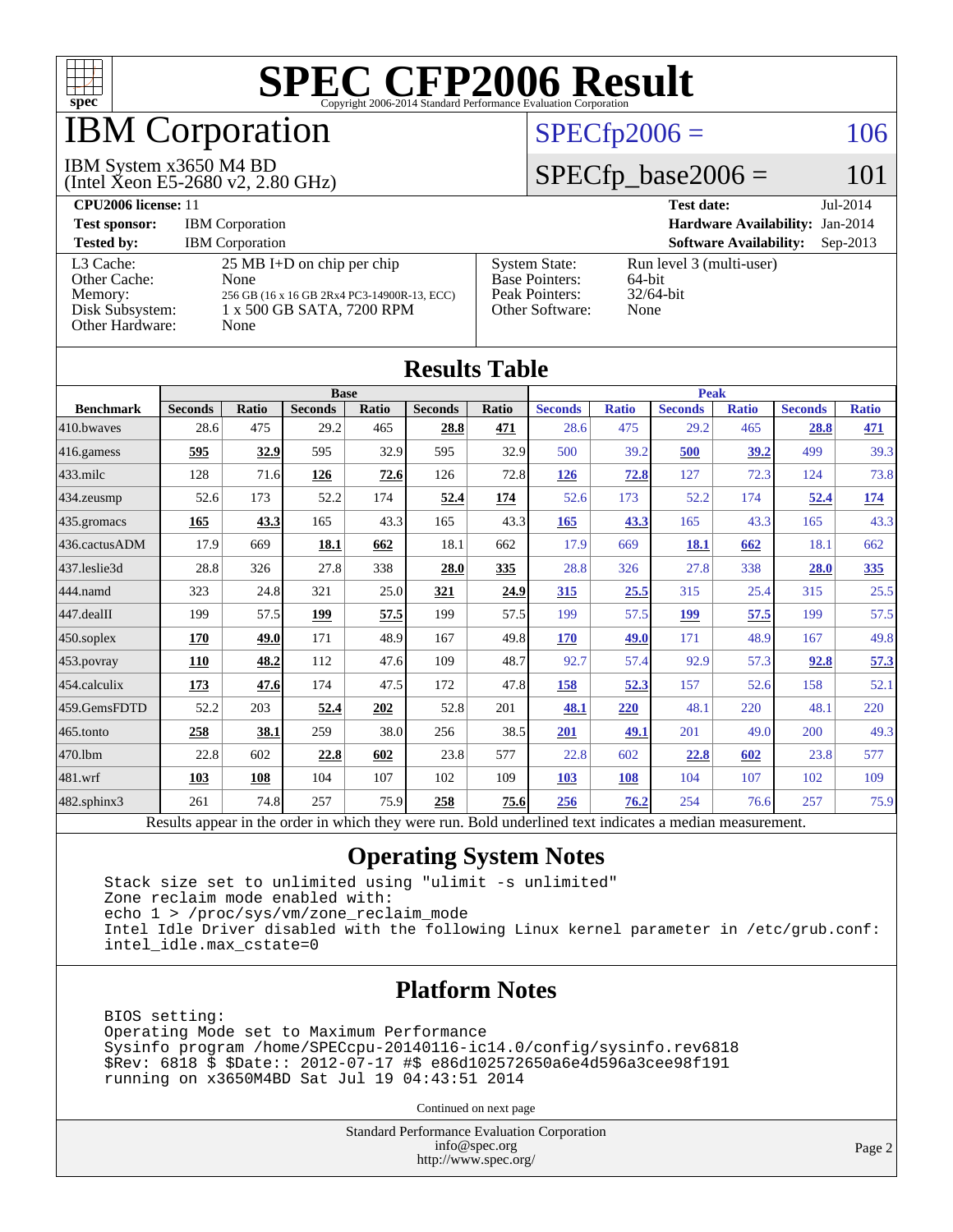# SPEC CFP2006 Result

Copyright 2006-2014 Standard Performance Evaluation Corporation

## IBM Corporation

IBM System x3650 M4 BD
(Intel Xeon E5-2680 v2, 2.80 GHz)

SPECfp2006 = 106

SPECfp_base2006 = 101

**CPU2006 license:** 11
**Test sponsor:** IBM Corporation
**Tested by:** IBM Corporation

**Test date:** Jul-2014
**Hardware Availability:** Jan-2014
**Software Availability:** Sep-2013

| | |
|---|---|
| L3 Cache: | 25 MB I+D on chip per chip |
| Other Cache: | None |
| Memory: | 256 GB (16 x 16 GB 2Rx4 PC3-14900R-13, ECC) |
| Disk Subsystem: | 1 x 500 GB SATA, 7200 RPM |
| Other Hardware: | None |

| | |
|---|---|
| System State: | Run level 3 (multi-user) |
| Base Pointers: | 64-bit |
| Peak Pointers: | 32/64-bit |
| Other Software: | None |

## Results Table

| | Base | | | | | | Peak | | | | | |
|---|---|---|---|---|---|---|---|---|---|---|---|---|
| **Benchmark** | **Seconds** | **Ratio** | **Seconds** | **Ratio** | **Seconds** | **Ratio** | **Seconds** | **Ratio** | **Seconds** | **Ratio** | **Seconds** | **Ratio** |
| 410.bwaves | 28.6 | 475 | 29.2 | 465 | **28.8** | **471** | 28.6 | 475 | 29.2 | 465 | **28.8** | **471** |
| 416.gamess | **595** | **32.9** | 595 | 32.9 | 595 | 32.9 | 500 | 39.2 | **500** | **39.2** | 499 | 39.3 |
| 433.milc | 128 | 71.6 | **126** | **72.6** | 126 | 72.8 | **126** | **72.8** | 127 | 72.3 | 124 | 73.8 |
| 434.zeusmp | 52.6 | 173 | 52.2 | 174 | **52.4** | **174** | 52.6 | 173 | 52.2 | 174 | **52.4** | **174** |
| 435.gromacs | **165** | **43.3** | 165 | 43.3 | 165 | 43.3 | **165** | **43.3** | 165 | 43.3 | 165 | 43.3 |
| 436.cactusADM | 17.9 | 669 | **18.1** | **662** | 18.1 | 662 | 17.9 | 669 | **18.1** | **662** | 18.1 | 662 |
| 437.leslie3d | 28.8 | 326 | 27.8 | 338 | **28.0** | **335** | 28.8 | 326 | 27.8 | 338 | **28.0** | **335** |
| 444.namd | 323 | 24.8 | 321 | 25.0 | **321** | **24.9** | **315** | **25.5** | 315 | 25.4 | 315 | 25.5 |
| 447.dealII | 199 | 57.5 | **199** | **57.5** | 199 | 57.5 | 199 | 57.5 | **199** | **57.5** | 199 | 57.5 |
| 450.soplex | **170** | **49.0** | 171 | 48.9 | 167 | 49.8 | **170** | **49.0** | 171 | 48.9 | 167 | 49.8 |
| 453.povray | **110** | **48.2** | 112 | 47.6 | 109 | 48.7 | 92.7 | 57.4 | 92.9 | 57.3 | **92.8** | **57.3** |
| 454.calculix | **173** | **47.6** | 174 | 47.5 | 172 | 47.8 | **158** | **52.3** | 157 | 52.6 | 158 | 52.1 |
| 459.GemsFDTD | 52.2 | 203 | **52.4** | **202** | 52.8 | 201 | **48.1** | **220** | 48.1 | 220 | 48.1 | 220 |
| 465.tonto | **258** | **38.1** | 259 | 38.0 | 256 | 38.5 | **201** | **49.1** | 201 | 49.0 | 200 | 49.3 |
| 470.lbm | 22.8 | 602 | **22.8** | **602** | 23.8 | 577 | 22.8 | 602 | **22.8** | **602** | 23.8 | 577 |
| 481.wrf | **103** | **108** | 104 | 107 | 102 | 109 | **103** | **108** | 104 | 107 | 102 | 109 |
| 482.sphinx3 | 261 | 74.8 | 257 | 75.9 | **258** | **75.6** | **256** | **76.2** | 254 | 76.6 | 257 | 75.9 |

Results appear in the order in which they were run. Bold underlined text indicates a median measurement.

## Operating System Notes

```
Stack size set to unlimited using "ulimit -s unlimited"
Zone reclaim mode enabled with:
echo 1 > /proc/sys/vm/zone_reclaim_mode
Intel Idle Driver disabled with the following Linux kernel parameter in /etc/grub.conf:
intel_idle.max_cstate=0
```

## Platform Notes

```
BIOS setting:
Operating Mode set to Maximum Performance
Sysinfo program /home/SPECcpu-20140116-ic14.0/config/sysinfo.rev6818
$Rev: 6818 $ $Date:: 2012-07-17 #$ e86d102572650a6e4d596a3cee98f191
running on x3650M4BD Sat Jul 19 04:43:51 2014
```

Continued on next page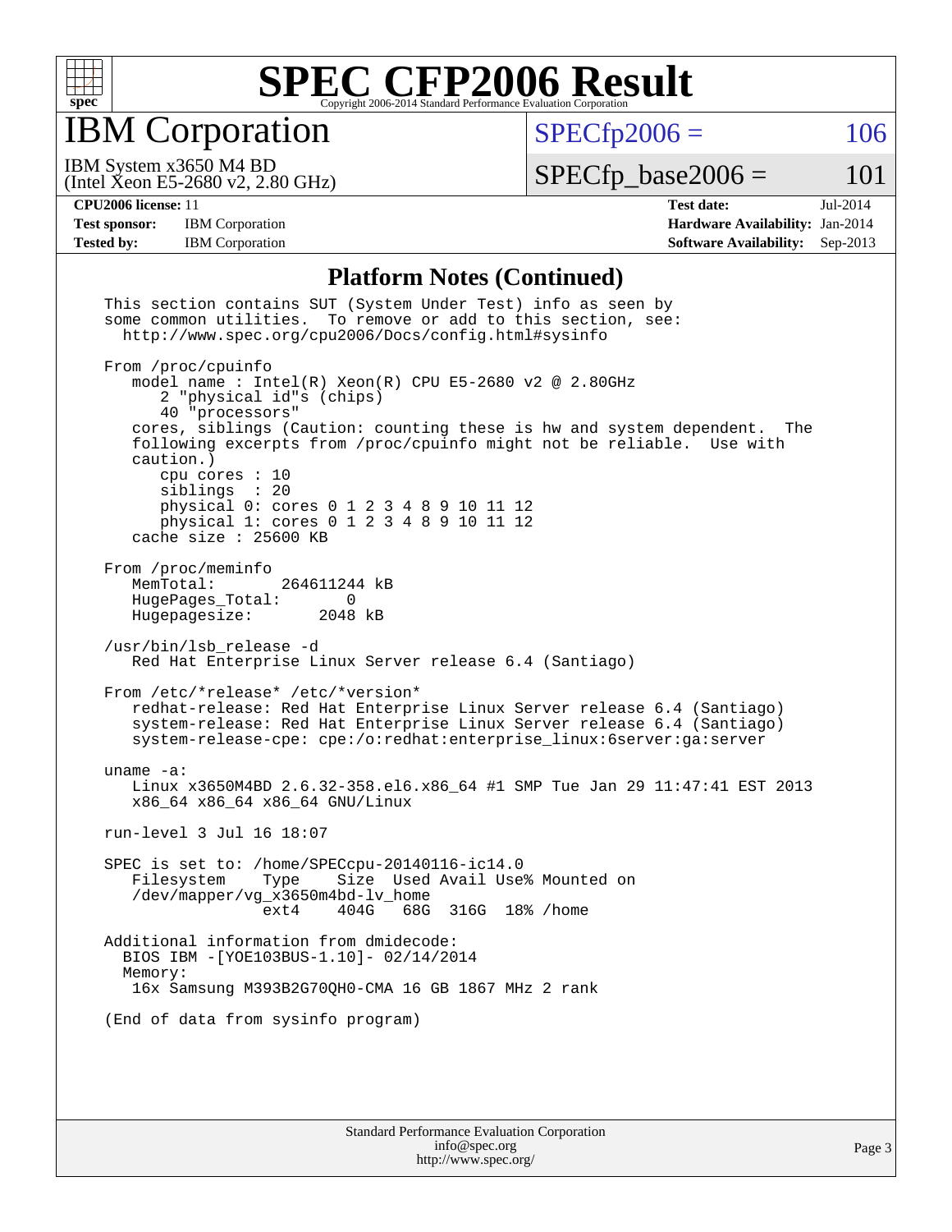# SPEC CFP2006 Result

Copyright 2006-2014 Standard Performance Evaluation Corporation

## IBM Corporation

IBM System x3650 M4 BD
(Intel Xeon E5-2680 v2, 2.80 GHz)

SPECfp2006 = 106

SPECfp_base2006 = 101

| | | | |
|---|---|---|---|
| **CPU2006 license:** 11 | | **Test date:** | Jul-2014 |
| **Test sponsor:** | IBM Corporation | **Hardware Availability:** | Jan-2014 |
| **Tested by:** | IBM Corporation | **Software Availability:** | Sep-2013 |

### Platform Notes (Continued)

```
This section contains SUT (System Under Test) info as seen by
some common utilities.  To remove or add to this section, see:
  http://www.spec.org/cpu2006/Docs/config.html#sysinfo

From /proc/cpuinfo
   model name : Intel(R) Xeon(R) CPU E5-2680 v2 @ 2.80GHz
      2 "physical id"s (chips)
      40 "processors"
   cores, siblings (Caution: counting these is hw and system dependent.  The
   following excerpts from /proc/cpuinfo might not be reliable.  Use with
   caution.)
      cpu cores : 10
      siblings  : 20
      physical 0: cores 0 1 2 3 4 8 9 10 11 12
      physical 1: cores 0 1 2 3 4 8 9 10 11 12
   cache size : 25600 KB

From /proc/meminfo
   MemTotal:       264611244 kB
   HugePages_Total:       0
   Hugepagesize:       2048 kB

/usr/bin/lsb_release -d
   Red Hat Enterprise Linux Server release 6.4 (Santiago)

From /etc/*release* /etc/*version*
   redhat-release: Red Hat Enterprise Linux Server release 6.4 (Santiago)
   system-release: Red Hat Enterprise Linux Server release 6.4 (Santiago)
   system-release-cpe: cpe:/o:redhat:enterprise_linux:6server:ga:server

uname -a:
   Linux x3650M4BD 2.6.32-358.el6.x86_64 #1 SMP Tue Jan 29 11:47:41 EST 2013
   x86_64 x86_64 x86_64 GNU/Linux

run-level 3 Jul 16 18:07

SPEC is set to: /home/SPECcpu-20140116-ic14.0
   Filesystem     Type    Size  Used Avail Use% Mounted on
   /dev/mapper/vg_x3650m4bd-lv_home
                  ext4    404G   68G  316G  18% /home

Additional information from dmidecode:
  BIOS IBM -[YOE103BUS-1.10]- 02/14/2014
  Memory:
   16x Samsung M393B2G70QH0-CMA 16 GB 1867 MHz 2 rank

(End of data from sysinfo program)
```

Standard Performance Evaluation Corporation
info@spec.org
http://www.spec.org/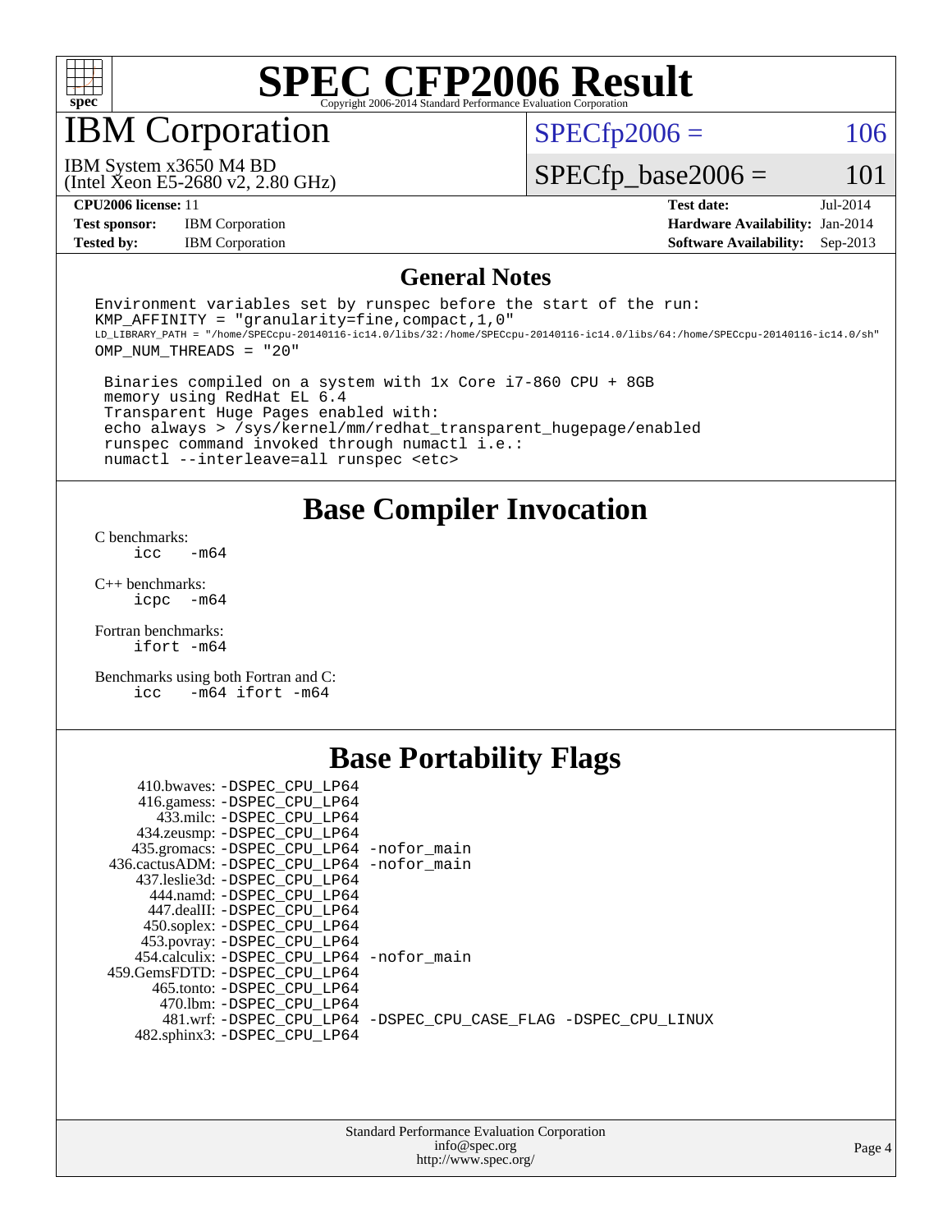# SPEC CFP2006 Result

Copyright 2006-2014 Standard Performance Evaluation Corporation

## IBM Corporation

IBM System x3650 M4 BD
(Intel Xeon E5-2680 v2, 2.80 GHz)

SPECfp2006 = 106

SPECfp_base2006 = 101

| | | | |
|---|---|---|---|
| **CPU2006 license:** 11 | | **Test date:** | Jul-2014 |
| **Test sponsor:** | IBM Corporation | **Hardware Availability:** | Jan-2014 |
| **Tested by:** | IBM Corporation | **Software Availability:** | Sep-2013 |

## General Notes

```
Environment variables set by runspec before the start of the run:
KMP_AFFINITY = "granularity=fine,compact,1,0"
LD_LIBRARY_PATH = "/home/SPECcpu-20140116-ic14.0/libs/32:/home/SPECcpu-20140116-ic14.0/libs/64:/home/SPECcpu-20140116-ic14.0/sh"
OMP_NUM_THREADS = "20"

 Binaries compiled on a system with 1x Core i7-860 CPU + 8GB
 memory using RedHat EL 6.4
 Transparent Huge Pages enabled with:
 echo always > /sys/kernel/mm/redhat_transparent_hugepage/enabled
 runspec command invoked through numactl i.e.:
 numactl --interleave=all runspec <etc>
```

## Base Compiler Invocation

C benchmarks:
`icc -m64`

C++ benchmarks:
`icpc -m64`

Fortran benchmarks:
`ifort -m64`

Benchmarks using both Fortran and C:
`icc -m64 ifort -m64`

## Base Portability Flags

410.bwaves: -DSPEC_CPU_LP64
416.gamess: -DSPEC_CPU_LP64
433.milc: -DSPEC_CPU_LP64
434.zeusmp: -DSPEC_CPU_LP64
435.gromacs: -DSPEC_CPU_LP64 -nofor_main
436.cactusADM: -DSPEC_CPU_LP64 -nofor_main
437.leslie3d: -DSPEC_CPU_LP64
444.namd: -DSPEC_CPU_LP64
447.dealII: -DSPEC_CPU_LP64
450.soplex: -DSPEC_CPU_LP64
453.povray: -DSPEC_CPU_LP64
454.calculix: -DSPEC_CPU_LP64 -nofor_main
459.GemsFDTD: -DSPEC_CPU_LP64
465.tonto: -DSPEC_CPU_LP64
470.lbm: -DSPEC_CPU_LP64
481.wrf: -DSPEC_CPU_LP64 -DSPEC_CPU_CASE_FLAG -DSPEC_CPU_LINUX
482.sphinx3: -DSPEC_CPU_LP64

Standard Performance Evaluation Corporation
info@spec.org
http://www.spec.org/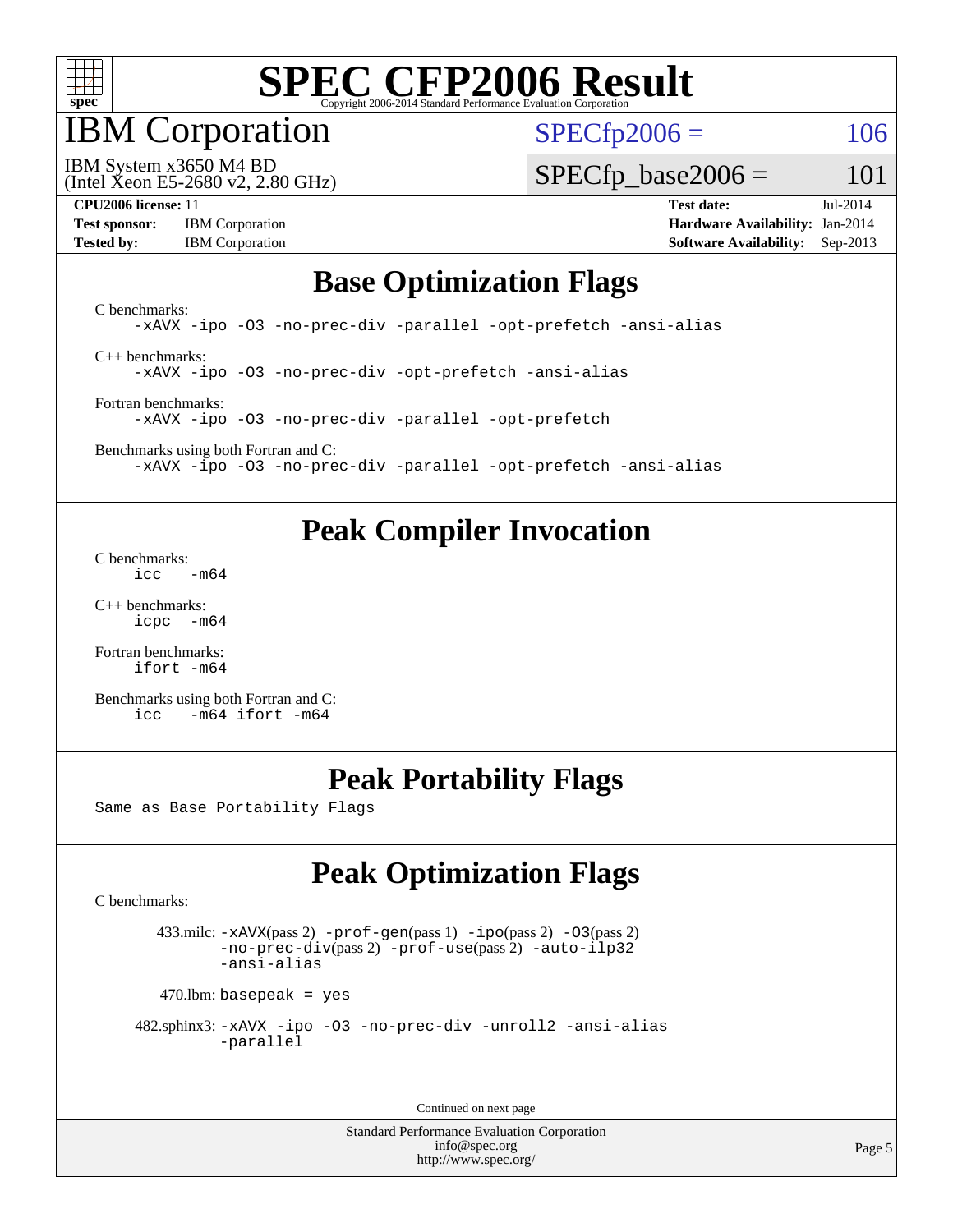# SPEC CFP2006 Result

Copyright 2006-2014 Standard Performance Evaluation Corporation

## IBM Corporation

IBM System x3650 M4 BD
(Intel Xeon E5-2680 v2, 2.80 GHz)

SPECfp2006 = 106

SPECfp_base2006 = 101

**CPU2006 license:** 11
**Test sponsor:** IBM Corporation
**Tested by:** IBM Corporation

**Test date:** Jul-2014
**Hardware Availability:** Jan-2014
**Software Availability:** Sep-2013

## Base Optimization Flags

C benchmarks:

```
-xAVX -ipo -O3 -no-prec-div -parallel -opt-prefetch -ansi-alias
```

C++ benchmarks:

```
-xAVX -ipo -O3 -no-prec-div -opt-prefetch -ansi-alias
```

Fortran benchmarks:

```
-xAVX -ipo -O3 -no-prec-div -parallel -opt-prefetch
```

Benchmarks using both Fortran and C:

```
-xAVX -ipo -O3 -no-prec-div -parallel -opt-prefetch -ansi-alias
```

## Peak Compiler Invocation

C benchmarks:

```
icc   -m64
```

C++ benchmarks:

```
icpc  -m64
```

Fortran benchmarks:

```
ifort -m64
```

Benchmarks using both Fortran and C:

```
icc   -m64 ifort -m64
```

## Peak Portability Flags

Same as Base Portability Flags

## Peak Optimization Flags

C benchmarks:

433.milc: -xAVX(pass 2) -prof-gen(pass 1) -ipo(pass 2) -O3(pass 2) -no-prec-div(pass 2) -prof-use(pass 2) -auto-ilp32 -ansi-alias

470.lbm: basepeak = yes

482.sphinx3: -xAVX -ipo -O3 -no-prec-div -unroll2 -ansi-alias -parallel

Continued on next page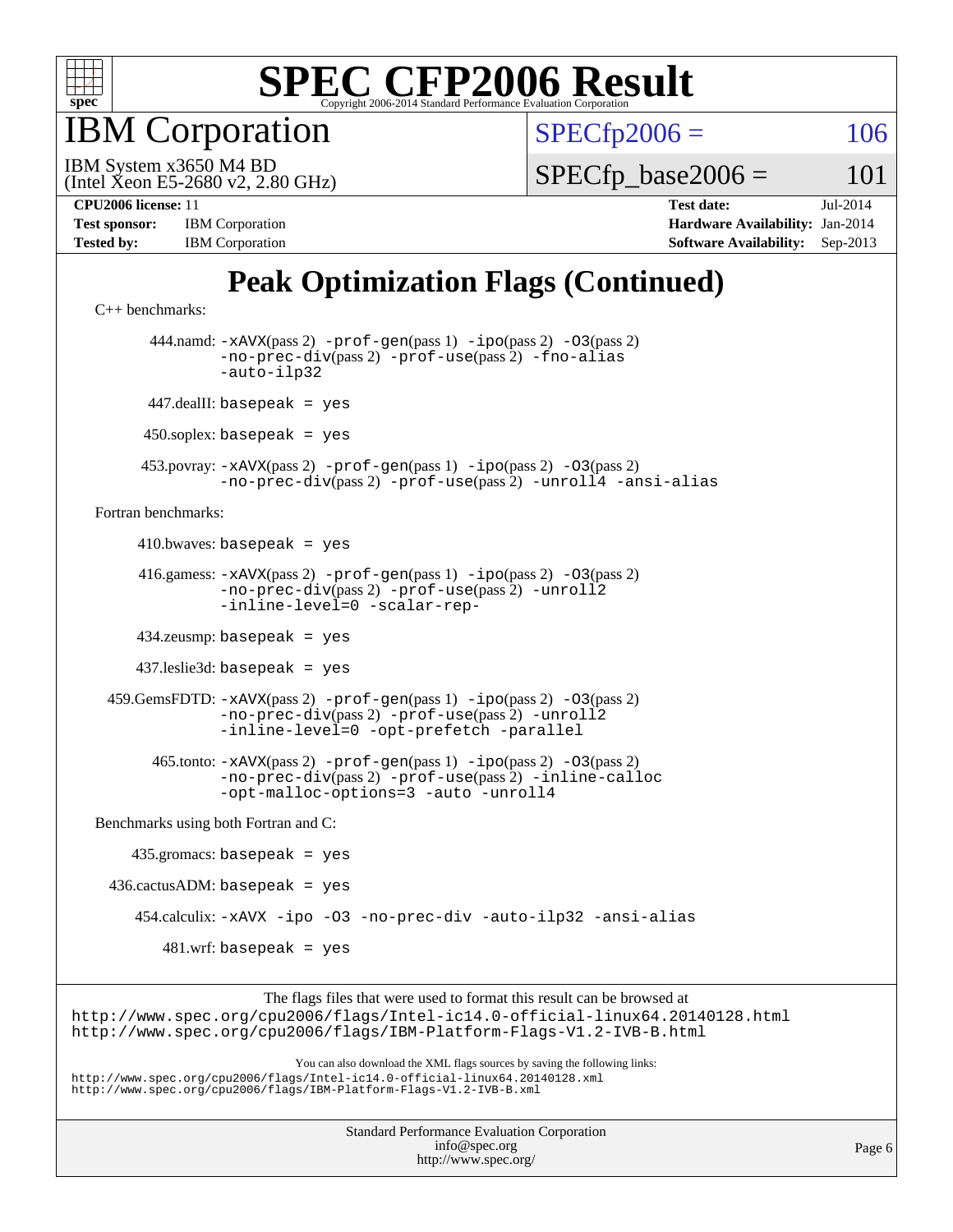# SPEC CFP2006 Result

Copyright 2006-2014 Standard Performance Evaluation Corporation

## IBM Corporation

IBM System x3650 M4 BD
(Intel Xeon E5-2680 v2, 2.80 GHz)

SPECfp2006 = 106

SPECfp_base2006 = 101

**CPU2006 license:** 11
**Test sponsor:** IBM Corporation
**Tested by:** IBM Corporation

**Test date:** Jul-2014
**Hardware Availability:** Jan-2014
**Software Availability:** Sep-2013

## Peak Optimization Flags (Continued)

C++ benchmarks:

444.namd: `-xAVX`(pass 2) `-prof-gen`(pass 1) `-ipo`(pass 2) `-O3`(pass 2) `-no-prec-div`(pass 2) `-prof-use`(pass 2) `-fno-alias` `-auto-ilp32`

447.dealII: `basepeak = yes`

450.soplex: `basepeak = yes`

453.povray: `-xAVX`(pass 2) `-prof-gen`(pass 1) `-ipo`(pass 2) `-O3`(pass 2) `-no-prec-div`(pass 2) `-prof-use`(pass 2) `-unroll4` `-ansi-alias`

Fortran benchmarks:

410.bwaves: `basepeak = yes`

416.gamess: `-xAVX`(pass 2) `-prof-gen`(pass 1) `-ipo`(pass 2) `-O3`(pass 2) `-no-prec-div`(pass 2) `-prof-use`(pass 2) `-unroll2` `-inline-level=0` `-scalar-rep-`

434.zeusmp: `basepeak = yes`

437.leslie3d: `basepeak = yes`

459.GemsFDTD: `-xAVX`(pass 2) `-prof-gen`(pass 1) `-ipo`(pass 2) `-O3`(pass 2) `-no-prec-div`(pass 2) `-prof-use`(pass 2) `-unroll2` `-inline-level=0` `-opt-prefetch` `-parallel`

465.tonto: `-xAVX`(pass 2) `-prof-gen`(pass 1) `-ipo`(pass 2) `-O3`(pass 2) `-no-prec-div`(pass 2) `-prof-use`(pass 2) `-inline-calloc` `-opt-malloc-options=3` `-auto` `-unroll4`

Benchmarks using both Fortran and C:

435.gromacs: `basepeak = yes`

436.cactusADM: `basepeak = yes`

454.calculix: `-xAVX` `-ipo` `-O3` `-no-prec-div` `-auto-ilp32` `-ansi-alias`

481.wrf: `basepeak = yes`

The flags files that were used to format this result can be browsed at
http://www.spec.org/cpu2006/flags/Intel-ic14.0-official-linux64.20140128.html
http://www.spec.org/cpu2006/flags/IBM-Platform-Flags-V1.2-IVB-B.html

You can also download the XML flags sources by saving the following links:
http://www.spec.org/cpu2006/flags/Intel-ic14.0-official-linux64.20140128.xml
http://www.spec.org/cpu2006/flags/IBM-Platform-Flags-V1.2-IVB-B.xml

Standard Performance Evaluation Corporation
info@spec.org
http://www.spec.org/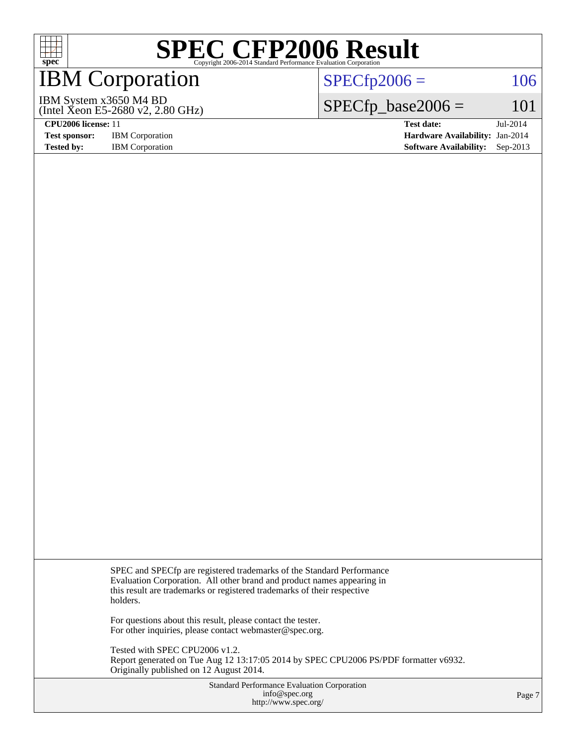# SPEC CFP2006 Result

Copyright 2006-2014 Standard Performance Evaluation Corporation

## IBM Corporation

IBM System x3650 M4 BD
(Intel Xeon E5-2680 v2, 2.80 GHz)

SPECfp2006 = 106

SPECfp_base2006 = 101

**CPU2006 license:** 11
**Test sponsor:** IBM Corporation
**Tested by:** IBM Corporation

**Test date:** Jul-2014
**Hardware Availability:** Jan-2014
**Software Availability:** Sep-2013

SPEC and SPECfp are registered trademarks of the Standard Performance Evaluation Corporation. All other brand and product names appearing in this result are trademarks or registered trademarks of their respective holders.

For questions about this result, please contact the tester.
For other inquiries, please contact webmaster@spec.org.

Tested with SPEC CPU2006 v1.2.
Report generated on Tue Aug 12 13:17:05 2014 by SPEC CPU2006 PS/PDF formatter v6932.
Originally published on 12 August 2014.

Standard Performance Evaluation Corporation
info@spec.org
http://www.spec.org/